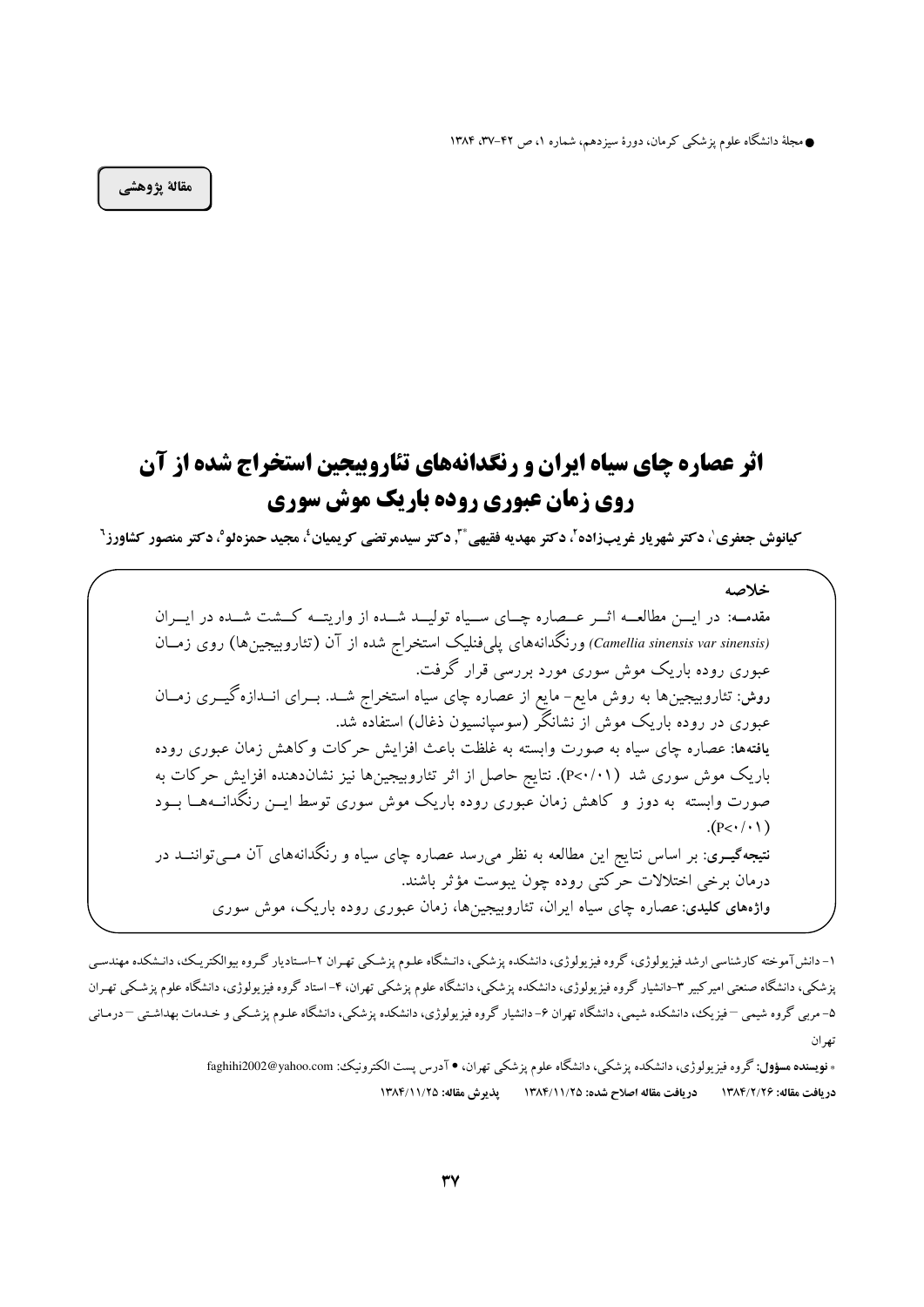مقالهٔ پژوهشی

# اثر عصاره چای سیاه ایران و رنگدانه‌های تئاروبیجین استخراج شده از آن روی زمان عبوری روده باریک موش سوری

**کیانوش جعفری[1]، دکتر شهریار غریب‌زاده[2]، دکتر مهدیه فقیهی*[3]، دکتر سیدمرتضی کریمیان[4]، مجید حمزه‌لو[5]، دکتر منصور کشاورز[6]**

**خلاصه**

**مقدمه:** در این مطالعه اثر عصاره چای سیاه تولید شده از واریته کشت شده در ایران (*Camellia sinensis var sinensis*) ورنگدانه‌های پلی‌فنلیک استخراج شده از آن (تئاروبیجین‌ها) روی زمان عبوری روده باریک موش سوری مورد بررسی قرار گرفت.

**روش:** تئاروبیجین‌ها به روش مایع- مایع از عصاره چای سیاه استخراج شد. برای اندازه‌گیری زمان عبوری در روده باریک موش از نشانگر (سوسپانسیون ذغال) استفاده شد.

**یافته‌ها:** عصاره چای سیاه به صورت وابسته به غلظت باعث افزایش حرکات وکاهش زمان عبوری روده باریک موش سوری شد ($P<0/01$). نتایج حاصل از اثر تئاروبیجین‌ها نیز نشان‌دهنده افزایش حرکات به صورت وابسته به دوز و کاهش زمان عبوری روده باریک موش سوری توسط این رنگدانه‌ها بود ($P<0/01$).

**نتیجه‌گیری:** بر اساس نتایج این مطالعه به نظر می‌رسد عصاره چای سیاه و رنگدانه‌های آن می‌توانند در درمان برخی اختلالات حرکتی روده چون یبوست مؤثر باشند.

**واژه‌های کلیدی:** عصاره چای سیاه ایران، تئاروبیجین‌ها، زمان عبوری روده باریک، موش سوری

---

۱- دانش‌آموخته کارشناسی ارشد فیزیولوژی، گروه فیزیولوژی، دانشکده پزشکی، دانشگاه علوم پزشکی تهران ۲-استادیار گروه بیوالکتریک، دانشکده مهندسی پزشکی، دانشگاه صنعتی امیرکبیر ۳-دانشیار گروه فیزیولوژی، دانشکده پزشکی، دانشگاه علوم پزشکی تهران، ۴- استاد گروه فیزیولوژی، دانشگاه علوم پزشکی تهران ۵- مربی گروه شیمی – فیزیک، دانشکده شیمی، دانشگاه تهران ۶- دانشیار گروه فیزیولوژی، دانشکده پزشکی، دانشگاه علوم پزشکی و خدمات بهداشتی – درمانی تهران

* **نویسنده مسؤول:** گروه فیزیولوژی، دانشکده پزشکی، دانشگاه علوم پزشکی تهران، • آدرس پست الکترونیک: faghihi2002@yahoo.com

**دریافت مقاله:** ۱۳۸۴/۲/۲۶ **دریافت مقاله اصلاح شده:** ۱۳۸۴/۱۱/۲۵ **پذیرش مقاله:** ۱۳۸۴/۱۱/۲۵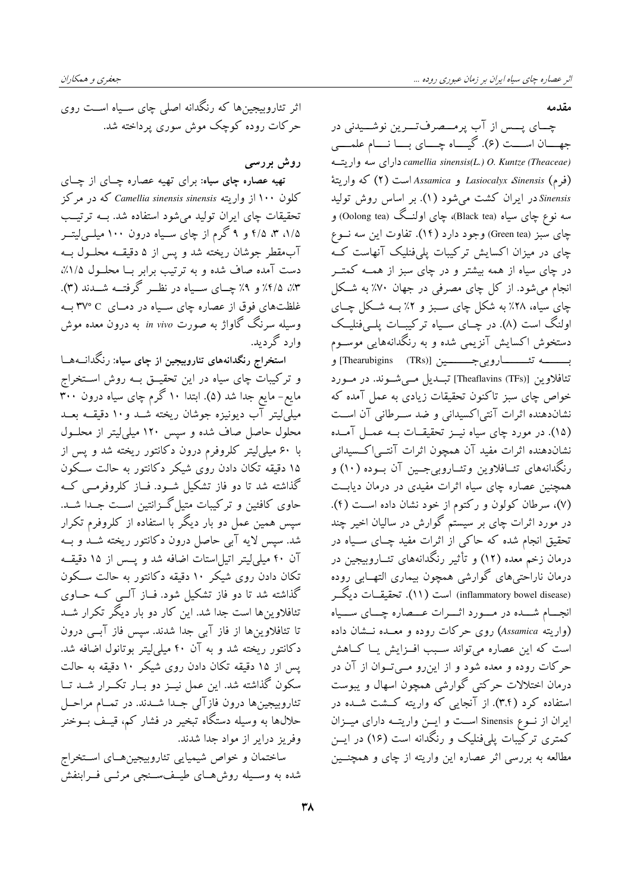## مقدمه

چای پس از آب پرمصرف‌ترین نوشیدنی در جهان است (۶). گیاه چای با نام علمی *camellia sinensis(L.) O. Kuntze (Theaceae)* دارای سه واریته (فرم) *Sinensis*، *Lasiocalyx* و *Assamica* است (۲) که واریتهٔ *Sinensis* در ایران کشت می‌شود (۱). بر اساس روش تولید سه نوع چای سیاه (Black tea)، چای اولنگ (Oolong tea) و چای سبز (Green tea) وجود دارد (۱۴). تفاوت این سه نوع چای در میزان اکسایش ترکیبات پلی‌فنلیک آنهاست که در چای سیاه از همه بیشتر و در چای سبز از همه کمتر انجام می‌شود. از کل چای مصرفی در جهان ۷۰٪ به شکل چای سیاه، ۲۸٪ به شکل چای سبز و ۲٪ به شکل چای اولنگ است (۸). در چای سیاه ترکیبات پلی‌فنلیک دستخوش اکسایش آنزیمی شده و به رنگدانه‌هایی موسوم به تئاروبیجین [Thearubigins (TRs)] و تئافلاوین [Theaflavins (TFs)] تبدیل می‌شوند. در مورد خواص چای سبز تاکنون تحقیقات زیادی به عمل آمده که نشان‌دهنده اثرات آنتی‌اکسیدانی و ضد سرطانی آن است (۱۵). در مورد چای سیاه نیز تحقیقات به عمل آمده نشان‌دهنده اثرات مفید آن همچون اثرات آنتی‌اکسیدانی رنگدانه‌های تئافلاوین وتئاروبیجین آن بوده (۱۰) و همچنین عصاره چای سیاه اثرات مفیدی در درمان دیابت (۷)، سرطان کولون و رکتوم از خود نشان داده است (۴). در مورد اثرات چای بر سیستم گوارش در سالیان اخیر چند تحقیق انجام شده که حاکی از اثرات مفید چای سیاه در درمان زخم معده (۱۲) و تأثیر رنگدانه‌های تئاروبیجین در درمان ناراحتی‌های گوارشی همچون بیماری التهابی روده (inflammatory bowel disease) است (۱۱). تحقیقات دیگر انجام شده در مورد اثرات عصاره چای سیاه (واریته *Assamica*) روی حرکات روده و معده نشان داده است که این عصاره می‌تواند سبب افزایش یا کاهش حرکات روده و معده شود و از این‌رو می‌توان از آن در درمان اختلالات حرکتی گوارشی همچون اسهال و یبوست استفاده کرد (۳،۴). از آنجایی که واریته کشت شده در ایران از نوع Sinensis است و این واریته دارای میزان کمتری ترکیبات پلی‌فنلیک و رنگدانه است (۱۶) در این مطالعه به بررسی اثر عصاره این واریته از چای و همچنین اثر تئاروبیجین‌ها که رنگدانه اصلی چای سیاه است روی حرکات روده کوچک موش سوری پرداخته شد.

## روش بررسی

**تهیه عصاره چای سیاه:** برای تهیه عصاره چای از چای کلون ۱۰۰ از واریته *Camellia sinensis sinensis* که در مرکز تحقیقات چای ایران تولید می‌شود استفاده شد. به ترتیب ۱/۵، ۳، ۴/۵ و ۹ گرم از چای سیاه درون ۱۰۰ میلی‌لیتر آب‌مقطر جوشان ریخته شد و پس از ۵ دقیقه محلول به دست آمده صاف شده و به ترتیب برابر با محلول ۱/۵٪، ۳٪، ۴/۵٪ و ۹٪ چای سیاه در نظر گرفته شدند (۳). غلظت‌های فوق از عصاره چای سیاه در دمای ۳۷° C به وسیله سرنگ گاواژ به صورت *in vivo* به درون معده موش وارد گردید.

**استخراج رنگدانه‌های تئاروبیجین از چای سیاه:** رنگدانه‌ها و ترکیبات چای سیاه در این تحقیق به روش استخراج مایع- مایع جدا شد (۵). ابتدا ۱۰ گرم چای سیاه درون ۳۰۰ میلی‌لیتر آب دیونیزه جوشان ریخته شد و ۱۰ دقیقه بعد محلول حاصل صاف شده و سپس ۱۲۰ میلی‌لیتر از محلول با ۶۰ میلی‌لیتر کلروفرم درون دکانتور ریخته شد و پس از ۱۵ دقیقه تکان دادن روی شیکر دکانتور به حالت سکون گذاشته شد تا دو فاز تشکیل شود. فاز کلروفرمی که حاوی کافئین و ترکیبات متیل‌گزانتین است جدا شد. سپس همین عمل دو بار دیگر با استفاده از کلروفرم تکرار شد. سپس لایه آبی حاصل درون دکانتور ریخته شد و به آن ۴۰ میلی‌لیتر اتیل‌استات اضافه شد و پس از ۱۵ دقیقه تکان دادن روی شیکر ۱۰ دقیقه دکانتور به حالت سکون گذاشته شد تا دو فاز تشکیل شود. فاز آلی که حاوی تئافلاوین‌ها است جدا شد. این کار دو بار دیگر تکرار شد تا تئافلاوین‌ها از فاز آبی جدا شدند. سپس فاز آبی درون دکانتور ریخته شد و به آن ۴۰ میلی‌لیتر بوتانول اضافه شد. پس از ۱۵ دقیقه تکان دادن روی شیکر ۱۰ دقیقه به حالت سکون گذاشته شد. این عمل نیز دو بار تکرار شد تا تئاروبیجین‌ها درون فازآلی جدا شدند. در تمام مراحل حلال‌ها به وسیله دستگاه تبخیر در فشار کم، قیف بوخنر وفریز درایر از مواد جدا شدند.

ساختمان و خواص شیمیایی تئاروبیجین‌های استخراج شده به وسیله روش‌های طیف‌سنجی مرئی فرابنفش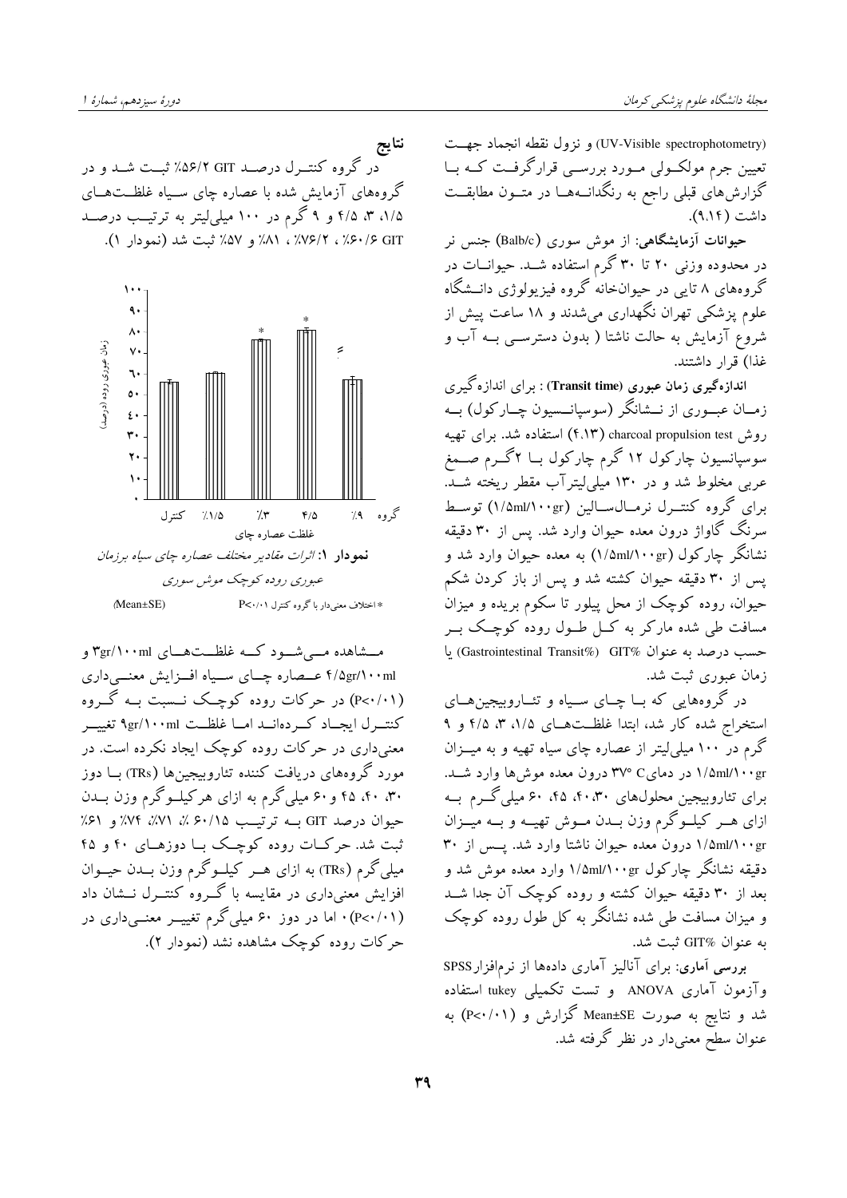(UV-Visible spectrophotometry) و نزول نقطه انجماد جهت تعیین جرم مولکولی مورد بررسی قرارگرفت که با گزارش‌های قبلی راجع به رنگدانه‌ها در متون مطابقت داشت (۹،۱۴).

**حیوانات آزمایشگاهی:** از موش سوری (Balb/c) جنس نر در محدوده وزنی ۲۰ تا ۳۰ گرم استفاده شد. حیوانات در گروههای ۸ تایی در حیوانخانه گروه فیزیولوژی دانشگاه علوم پزشکی تهران نگهداری می‌شدند و ۱۸ ساعت پیش از شروع آزمایش به حالت ناشتا ( بدون دسترسی به آب و غذا) قرار داشتند.

**اندازه‌گیری زمان عبوری (Transit time)** : برای اندازه‌گیری زمان عبوری از نشانگر (سوسپانسیون چارکول) به روش charcoal propulsion test (۴،۱۳) استفاده شد. برای تهیه سوسپانسیون چارکول ۱۲ گرم چارکول با ۲گرم صمغ عربی مخلوط شد و در ۱۳۰ میلی‌لیترآب مقطر ریخته شد. برای گروه کنترل نرمال‌سالین (۱/۵ml/۱۰۰gr) توسط سرنگ گاواژ درون معده حیوان وارد شد. پس از ۳۰ دقیقه نشانگر چارکول (۱/۵ml/۱۰۰gr) به معده حیوان وارد شد و پس از ۳۰ دقیقه حیوان کشته شد و پس از باز کردن شکم حیوان، روده کوچک از محل پیلور تا سکوم بریده و میزان مسافت طی شده مارکر به کل طول روده کوچک بر حسب درصد به عنوان GIT% (Gastrointestinal Transit%) یا زمان عبوری ثبت شد.

در گروههایی که با چای سیاه و تئاروبیجین‌های استخراج شده کار شد، ابتدا غلظت‌های ۱/۵، ۳، ۴/۵ و ۹ گرم در ۱۰۰ میلی‌لیتر از عصاره چای سیاه تهیه و به میزان ۱/۵ml/۱۰۰gr در دمای ۳۷° C درون معده موش‌ها وارد شد. برای تئاروبیجین محلول‌های ۳۰، ۴۰، ۴۵، ۶۰ میلی‌گرم به ازای هر کیلوگرم وزن بدن موش تهیه و به میزان ۱/۵ml/۱۰۰gr درون معده حیوان ناشتا وارد شد. پس از ۳۰ دقیقه نشانگر چارکول ۱/۵ml/۱۰۰gr وارد معده موش شد و بعد از ۳۰ دقیقه حیوان کشته و روده کوچک آن جدا شد و میزان مسافت طی شده نشانگر به کل طول روده کوچک به عنوان GIT% ثبت شد.

**بررسی آماری:** برای آنالیز آماری داده‌ها از نرم‌افزارSPSS وآزمون آماری ANOVA و تست تکمیلی tukey استفاده شد و نتایج به صورت Mean±SE گزارش و ($P<0.01$) به عنوان سطح معنی‌دار در نظر گرفته شد.

## نتایج

در گروه کنترل درصد GIT ۵۶/۲٪ ثبت شد و در گروههای آزمایش شده با عصاره چای سیاه غلظت‌های ۱/۵، ۳، ۴/۵ و ۹ گرم در ۱۰۰ میلی‌لیتر به ترتیب درصد GIT ۶۰/۶٪ ، ۷۶/۲٪ ، ۸۱٪ و ۵۷٪ ثبت شد (نمودار ۱).

**نمودار ۱:** *اثرات مقادیر مختلف عصاره چای سیاه برزمان عبوری روده کوچک موش سوری*

(Mean±SE) &nbsp;&nbsp;&nbsp; * اختلاف معنی‌دار با گروه کنترل $P<0.01$

مشاهده می‌شود که غلظت‌های ۳gr/۱۰۰ml و ۴/۵gr/۱۰۰ml عصاره چای سیاه افزایش معنی‌داری ($P<0.01$) در حرکات روده کوچک نسبت به گروه کنترل ایجاد کرده‌اند اما غلظت ۹gr/۱۰۰ml تغییر معنی‌داری در حرکات روده کوچک ایجاد نکرده است. در مورد گروههای دریافت کننده تئاروبیجین‌ها (TRs) با دوز ۳۰، ۴۰، ۴۵ و ۶۰ میلی‌گرم به ازای هرکیلوگرم وزن بدن حیوان درصد GIT به ترتیب ۶۰/۱۵ ٪، ۷۱٪، ۷۴٪ و ۶۱٪ ثبت شد. حرکات روده کوچک با دوزهای ۴۰ و ۴۵ میلی‌گرم (TRs) به ازای هر کیلوگرم وزن بدن حیوان افزایش معنی‌داری در مقایسه با گروه کنترل نشان داد ($P<0.01$) ، اما در دوز ۶۰ میلی‌گرم تغییر معنی‌داری در حرکات روده کوچک مشاهده نشد (نمودار ۲).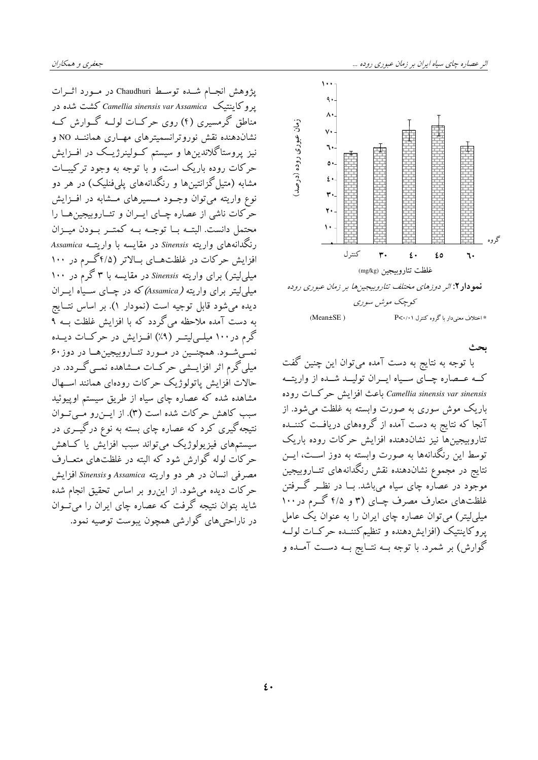**نمودار ۲:** *اثر دوزهای مختلف تئاروبیجین‌ها بر زمان عبوری روده کوچک موش سوری*

(Mean±SE)

* اختلاف معنی‌دار با گروه کنترل P<۰/۰۱

## بحث

با توجه به نتایج به دست آمده می‌توان این چنین گفت که عصاره چای سیاه ایران تولید شده از واریته *Camellia sinensis var sinensis* باعث افزایش حرکات روده باریک موش سوری به صورت وابسته به غلظت می‌شود. از آنجا که نتایج به دست آمده از گروه‌های دریافت کننده تئاروبیجین‌ها نیز نشان‌دهنده افزایش حرکات روده باریک توسط این رنگدانه‌ها به صورت وابسته به دوز است، این نتایج در مجموع نشان‌دهنده نقش رنگدانه‌های تئاروبیجین موجود در عصاره چای سیاه می‌باشد. با در نظر گرفتن غلظت‌های متعارف مصرف چای (۳ و ۴/۵ گرم در ۱۰۰ میلی‌لیتر) می‌توان عصاره چای ایران را به عنوان یک عامل پروکاینتیک (افزایش‌دهنده و تنظیم‌کننده حرکات لوله گوارش) بر شمرد. با توجه به نتایج به دست آمده و پژوهش انجام شده توسط Chaudhuri در مورد اثرات پروکاینتیک *Camellia sinensis var Assamica* کشت شده در مناطق گرمسیری (۴) روی حرکات لوله گوارش که نشان‌دهنده نقش نوروترانسمیترهای مهاری همانند NO و نیز پروستاگلاندین‌ها و سیستم کولینرژیک در افزایش حرکات روده باریک است، و با توجه به وجود ترکیبات مشابه (متیل‌گزانتین‌ها و رنگدانه‌های پلی‌فنلیک) در هر دو نوع واریته می‌توان وجود مسیرهای مشابه در افزایش حرکات ناشی از عصاره چای ایران و تئاروبیجین‌ها را محتمل دانست. البته با توجه به کمتر بودن میزان رنگدانه‌های واریته *Sinensis* در مقایسه با واریته *Assamica* افزایش حرکات در غلظت‌های بالاتر (۴/۵گرم در ۱۰۰ میلی‌لیتر) برای واریته *Sinensis* در مقایسه با ۳ گرم در ۱۰۰ میلی‌لیتر برای واریته (*Assamica*) که در چای سیاه ایران دیده می‌شود قابل توجیه است (نمودار ۱). بر اساس نتایج به دست آمده ملاحظه می‌گردد که با افزایش غلظت به ۹ گرم در۱۰۰ میلی‌لیتر (۹٪) افزایش در حرکات دیده نمی‌شود. همچنین در مورد تئاروبیجین‌ها در دوز۶۰ میلی‌گرم اثر افزایشی حرکات مشاهده نمی‌گردد. در حالات افزایش پاتولوژیک حرکات روده‌ای همانند اسهال مشاهده شده که عصاره چای سیاه از طریق سیستم اوپیوئید سبب کاهش حرکات شده است (۳). از این‌رو می‌توان نتیجه‌گیری کرد که عصاره چای بسته به نوع درگیری در سیستم‌های فیزیولوژیک می‌تواند سبب افزایش یا کاهش حرکات لوله گوارش شود که البته در غلظت‌های متعارف مصرفی انسان در هر دو واریته *Assamica* و *Sinensis* افزایش حرکات دیده می‌شود. از این‌رو بر اساس تحقیق انجام شده شاید بتوان نتیجه گرفت که عصاره چای ایران را می‌توان در ناراحتی‌های گوارشی همچون یبوست توصیه نمود.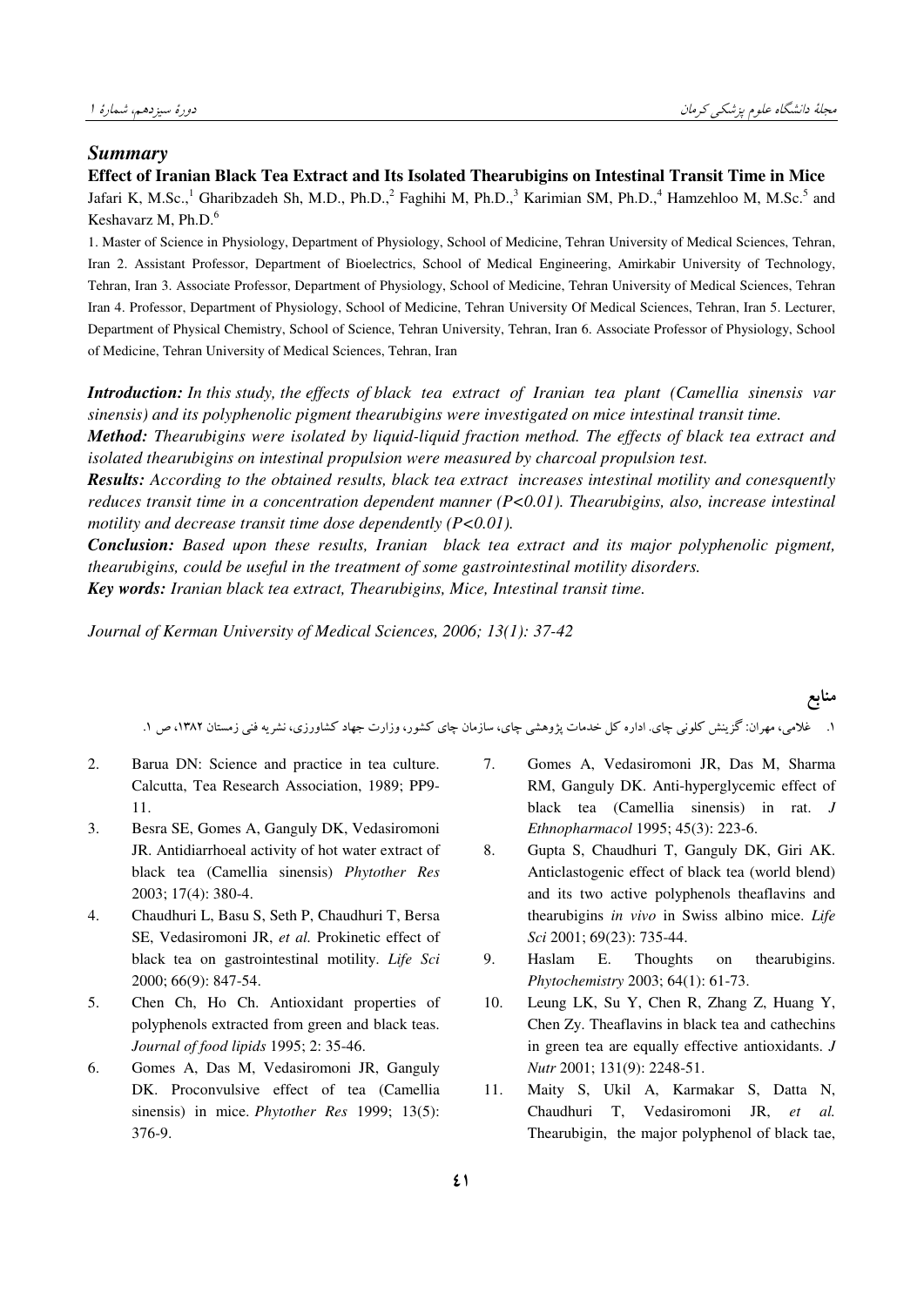## Summary

**Effect of Iranian Black Tea Extract and Its Isolated Thearubigins on Intestinal Transit Time in Mice**

Jafari K, M.Sc.,[1] Gharibzadeh Sh, M.D., Ph.D.,[2] Faghihi M, Ph.D.,[3] Karimian SM, Ph.D.,[4] Hamzehloo M, M.Sc.[5] and Keshavarz M, Ph.D.[6]

1. Master of Science in Physiology, Department of Physiology, School of Medicine, Tehran University of Medical Sciences, Tehran, Iran 2. Assistant Professor, Department of Bioelectrics, School of Medical Engineering, Amirkabir University of Technology, Tehran, Iran 3. Associate Professor, Department of Physiology, School of Medicine, Tehran University of Medical Sciences, Tehran Iran 4. Professor, Department of Physiology, School of Medicine, Tehran University Of Medical Sciences, Tehran, Iran 5. Lecturer, Department of Physical Chemistry, School of Science, Tehran University, Tehran, Iran 6. Associate Professor of Physiology, School of Medicine, Tehran University of Medical Sciences, Tehran, Iran

***Introduction:*** *In this study, the effects of black tea extract of Iranian tea plant (Camellia sinensis var sinensis) and its polyphenolic pigment thearubigins were investigated on mice intestinal transit time.*

***Method:*** *Thearubigins were isolated by liquid-liquid fraction method. The effects of black tea extract and isolated thearubigins on intestinal propulsion were measured by charcoal propulsion test.*

***Results:*** *According to the obtained results, black tea extract increases intestinal motility and conesquently reduces transit time in a concentration dependent manner ($P<0.01$). Thearubigins, also, increase intestinal motility and decrease transit time dose dependently ($P<0.01$).*

***Conclusion:*** *Based upon these results, Iranian black tea extract and its major polyphenolic pigment, thearubigins, could be useful in the treatment of some gastrointestinal motility disorders.*

***Key words:*** *Iranian black tea extract, Thearubigins, Mice, Intestinal transit time.*

*Journal of Kerman University of Medical Sciences, 2006; 13(1): 37-42*

## منابع

۱. غلامی، مهران: گزینش کلونی چای. اداره کل خدمات پژوهشی چای، سازمان چای کشور، وزارت جهاد کشاورزی، نشریه فنی زمستان ۱۳۸۲، ص ۱.

2. Barua DN: Science and practice in tea culture. Calcutta, Tea Research Association, 1989; PP9-11.
3. Besra SE, Gomes A, Ganguly DK, Vedasiromoni JR. Antidiarrhoeal activity of hot water extract of black tea (Camellia sinensis) *Phytother Res* 2003; 17(4): 380-4.
4. Chaudhuri L, Basu S, Seth P, Chaudhuri T, Bersa SE, Vedasiromoni JR, *et al.* Prokinetic effect of black tea on gastrointestinal motility. *Life Sci* 2000; 66(9): 847-54.
5. Chen Ch, Ho Ch. Antioxidant properties of polyphenols extracted from green and black teas. *Journal of food lipids* 1995; 2: 35-46.
6. Gomes A, Das M, Vedasiromoni JR, Ganguly DK. Proconvulsive effect of tea (Camellia sinensis) in mice. *Phytother Res* 1999; 13(5): 376-9.
7. Gomes A, Vedasiromoni JR, Das M, Sharma RM, Ganguly DK. Anti-hyperglycemic effect of black tea (Camellia sinensis) in rat. *J Ethnopharmacol* 1995; 45(3): 223-6.
8. Gupta S, Chaudhuri T, Ganguly DK, Giri AK. Anticlastogenic effect of black tea (world blend) and its two active polyphenols theaflavins and thearubigins *in vivo* in Swiss albino mice. *Life Sci* 2001; 69(23): 735-44.
9. Haslam E. Thoughts on thearubigins. *Phytochemistry* 2003; 64(1): 61-73.
10. Leung LK, Su Y, Chen R, Zhang Z, Huang Y, Chen Zy. Theaflavins in black tea and cathechins in green tea are equally effective antioxidants. *J Nutr* 2001; 131(9): 2248-51.
11. Maity S, Ukil A, Karmakar S, Datta N, Chaudhuri T, Vedasiromoni JR, *et al.* Thearubigin, the major polyphenol of black tae,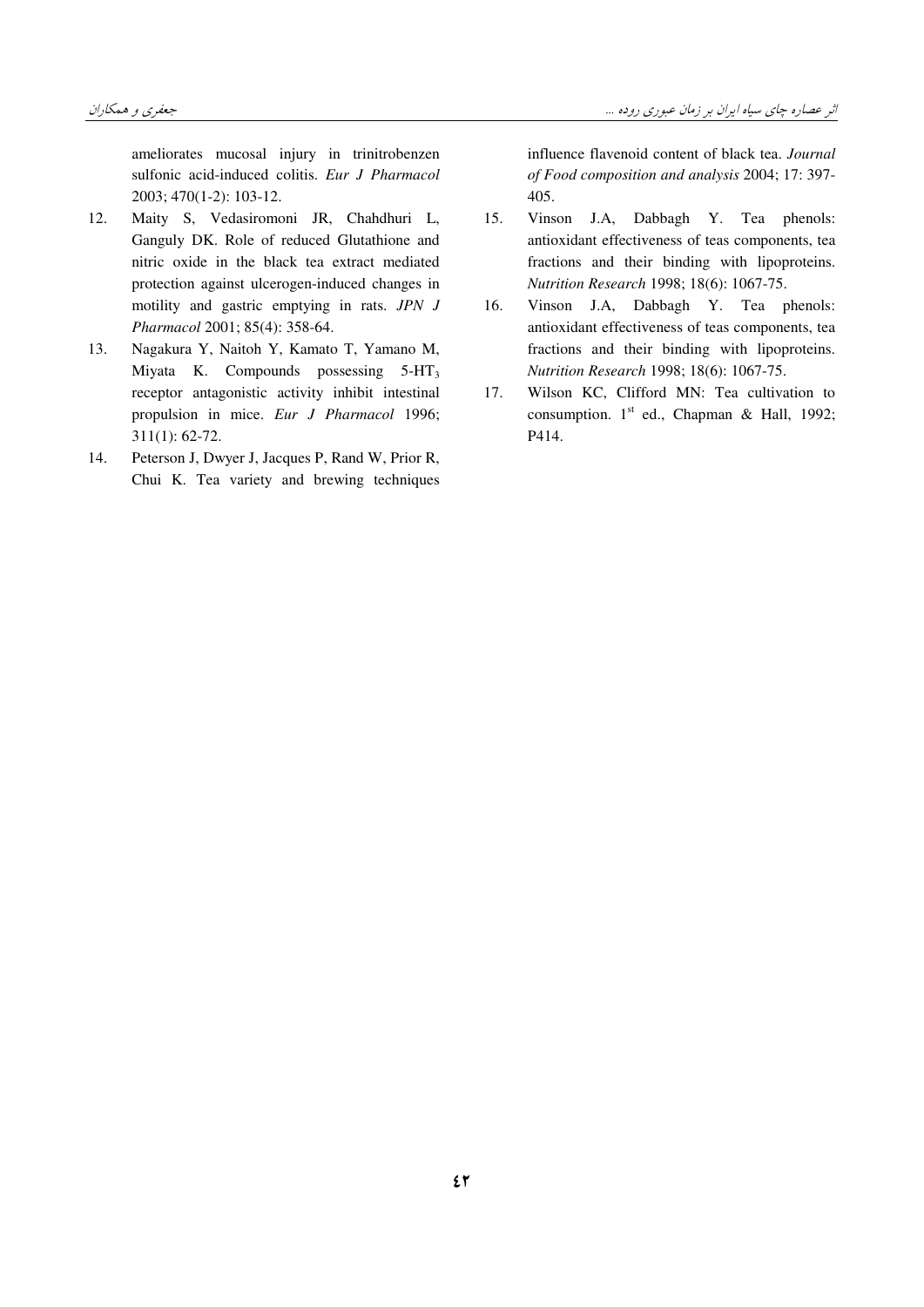ameliorates mucosal injury in trinitrobenzen sulfonic acid-induced colitis. *Eur J Pharmacol* 2003; 470(1-2): 103-12.

12. Maity S, Vedasiromoni JR, Chahdhuri L, Ganguly DK. Role of reduced Glutathione and nitric oxide in the black tea extract mediated protection against ulcerogen-induced changes in motility and gastric emptying in rats. *JPN J Pharmacol* 2001; 85(4): 358-64.
13. Nagakura Y, Naitoh Y, Kamato T, Yamano M, Miyata K. Compounds possessing $5\text{-HT}_3$ receptor antagonistic activity inhibit intestinal propulsion in mice. *Eur J Pharmacol* 1996; 311(1): 62-72.
14. Peterson J, Dwyer J, Jacques P, Rand W, Prior R, Chui K. Tea variety and brewing techniques influence flavenoid content of black tea. *Journal of Food composition and analysis* 2004; 17: 397-405.
15. Vinson J.A, Dabbagh Y. Tea phenols: antioxidant effectiveness of teas components, tea fractions and their binding with lipoproteins. *Nutrition Research* 1998; 18(6): 1067-75.
16. Vinson J.A, Dabbagh Y. Tea phenols: antioxidant effectiveness of teas components, tea fractions and their binding with lipoproteins. *Nutrition Research* 1998; 18(6): 1067-75.
17. Wilson KC, Clifford MN: Tea cultivation to consumption. 1st ed., Chapman & Hall, 1992; P414.